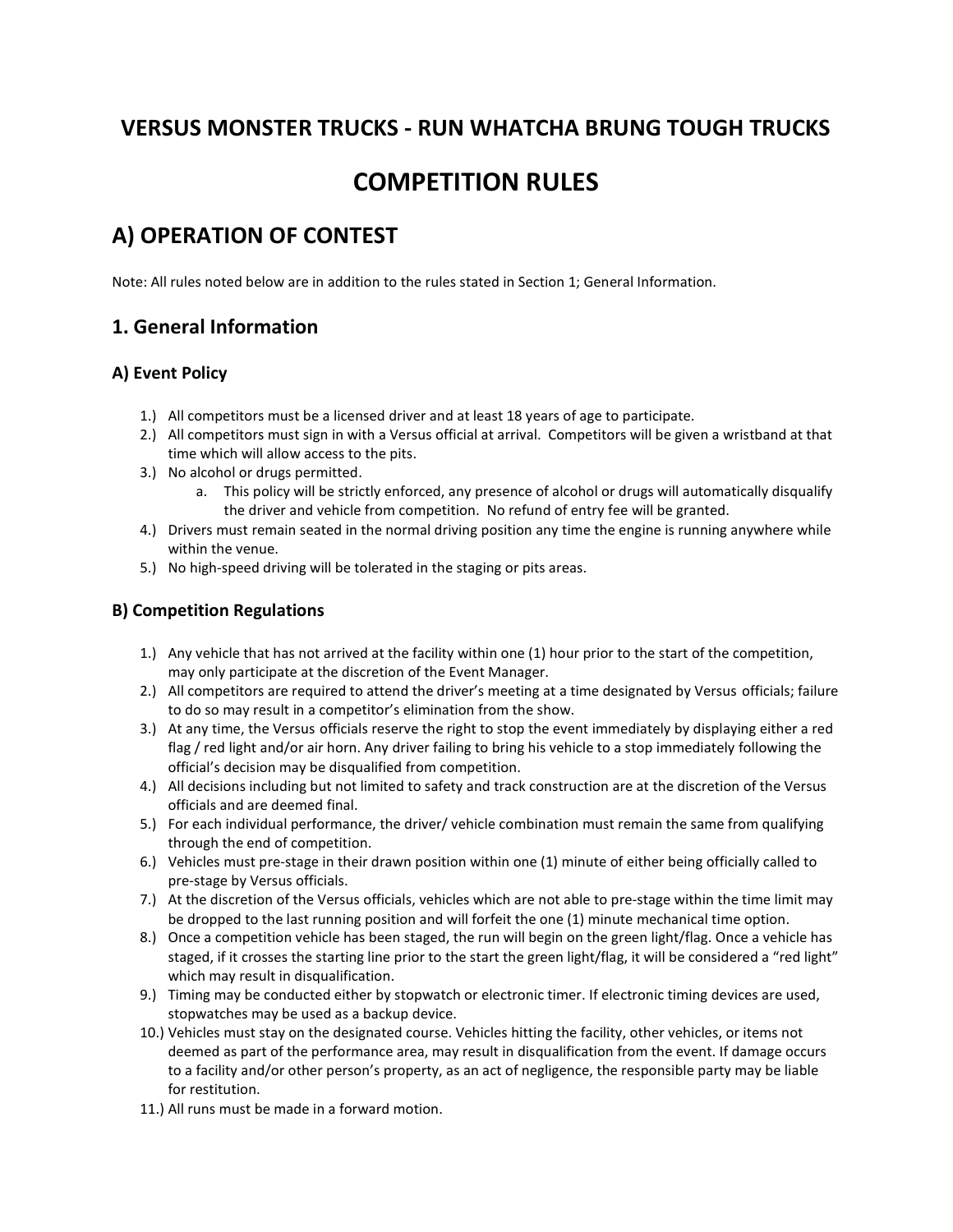# VERSUS MONSTER TRUCKS - RUN WHATCHA BRUNG TOUGH TRUCKS

# COMPETITION RULES

## A) OPERATION OF CONTEST

Note: All rules noted below are in addition to the rules stated in Section 1; General Information.

## 1. General Information

### A) Event Policy

1.) All competitors must be a licensed driver and at least 18 years of age to participate.
2.) All competitors must sign in with a Versus official at arrival. Competitors will be given a wristband at that time which will allow access to the pits.
3.) No alcohol or drugs permitted.
    a. This policy will be strictly enforced, any presence of alcohol or drugs will automatically disqualify the driver and vehicle from competition. No refund of entry fee will be granted.
4.) Drivers must remain seated in the normal driving position any time the engine is running anywhere while within the venue.
5.) No high-speed driving will be tolerated in the staging or pits areas.

### B) Competition Regulations

1.) Any vehicle that has not arrived at the facility within one (1) hour prior to the start of the competition, may only participate at the discretion of the Event Manager.
2.) All competitors are required to attend the driver's meeting at a time designated by Versus officials; failure to do so may result in a competitor's elimination from the show.
3.) At any time, the Versus officials reserve the right to stop the event immediately by displaying either a red flag / red light and/or air horn. Any driver failing to bring his vehicle to a stop immediately following the official's decision may be disqualified from competition.
4.) All decisions including but not limited to safety and track construction are at the discretion of the Versus officials and are deemed final.
5.) For each individual performance, the driver/ vehicle combination must remain the same from qualifying through the end of competition.
6.) Vehicles must pre-stage in their drawn position within one (1) minute of either being officially called to pre-stage by Versus officials.
7.) At the discretion of the Versus officials, vehicles which are not able to pre-stage within the time limit may be dropped to the last running position and will forfeit the one (1) minute mechanical time option.
8.) Once a competition vehicle has been staged, the run will begin on the green light/flag. Once a vehicle has staged, if it crosses the starting line prior to the start the green light/flag, it will be considered a "red light" which may result in disqualification.
9.) Timing may be conducted either by stopwatch or electronic timer. If electronic timing devices are used, stopwatches may be used as a backup device.
10.) Vehicles must stay on the designated course. Vehicles hitting the facility, other vehicles, or items not deemed as part of the performance area, may result in disqualification from the event. If damage occurs to a facility and/or other person's property, as an act of negligence, the responsible party may be liable for restitution.
11.) All runs must be made in a forward motion.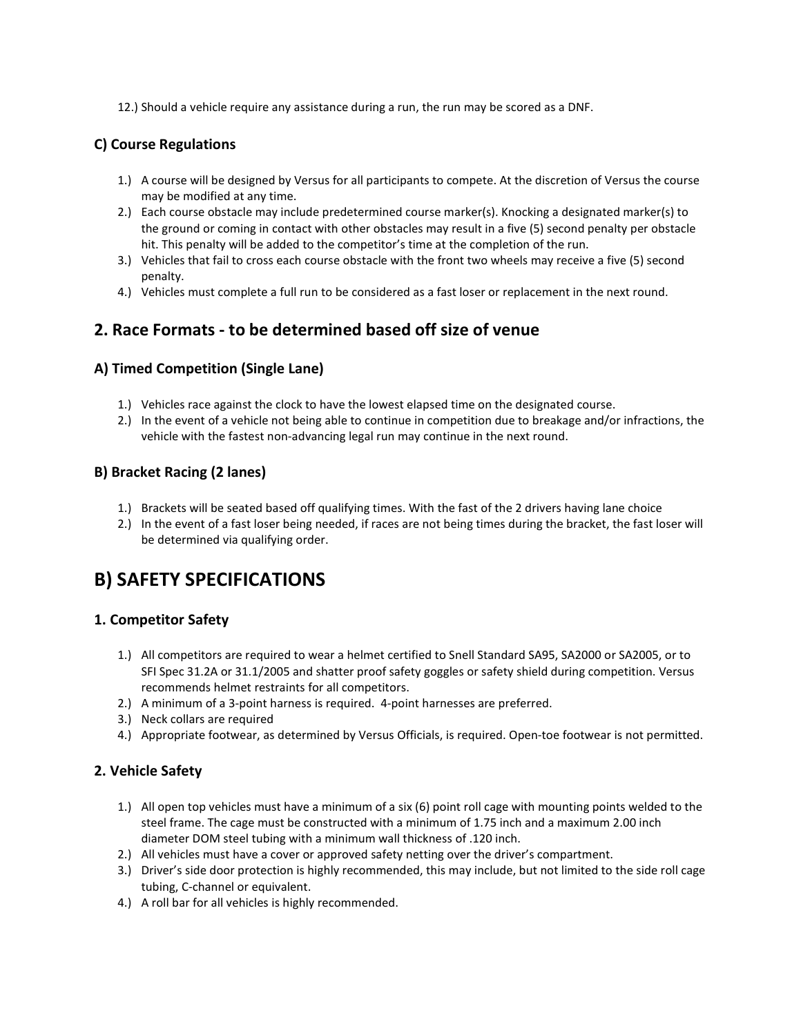12.) Should a vehicle require any assistance during a run, the run may be scored as a DNF.

### C) Course Regulations

1.) A course will be designed by Versus for all participants to compete. At the discretion of Versus the course may be modified at any time.
2.) Each course obstacle may include predetermined course marker(s). Knocking a designated marker(s) to the ground or coming in contact with other obstacles may result in a five (5) second penalty per obstacle hit. This penalty will be added to the competitor's time at the completion of the run.
3.) Vehicles that fail to cross each course obstacle with the front two wheels may receive a five (5) second penalty.
4.) Vehicles must complete a full run to be considered as a fast loser or replacement in the next round.

## 2. Race Formats - to be determined based off size of venue

### A) Timed Competition (Single Lane)

1.) Vehicles race against the clock to have the lowest elapsed time on the designated course.
2.) In the event of a vehicle not being able to continue in competition due to breakage and/or infractions, the vehicle with the fastest non-advancing legal run may continue in the next round.

### B) Bracket Racing (2 lanes)

1.) Brackets will be seated based off qualifying times. With the fast of the 2 drivers having lane choice
2.) In the event of a fast loser being needed, if races are not being times during the bracket, the fast loser will be determined via qualifying order.

# B) SAFETY SPECIFICATIONS

### 1. Competitor Safety

1.) All competitors are required to wear a helmet certified to Snell Standard SA95, SA2000 or SA2005, or to SFI Spec 31.2A or 31.1/2005 and shatter proof safety goggles or safety shield during competition. Versus recommends helmet restraints for all competitors.
2.) A minimum of a 3-point harness is required. 4-point harnesses are preferred.
3.) Neck collars are required
4.) Appropriate footwear, as determined by Versus Officials, is required. Open-toe footwear is not permitted.

### 2. Vehicle Safety

1.) All open top vehicles must have a minimum of a six (6) point roll cage with mounting points welded to the steel frame. The cage must be constructed with a minimum of 1.75 inch and a maximum 2.00 inch diameter DOM steel tubing with a minimum wall thickness of .120 inch.
2.) All vehicles must have a cover or approved safety netting over the driver's compartment.
3.) Driver's side door protection is highly recommended, this may include, but not limited to the side roll cage tubing, C-channel or equivalent.
4.) A roll bar for all vehicles is highly recommended.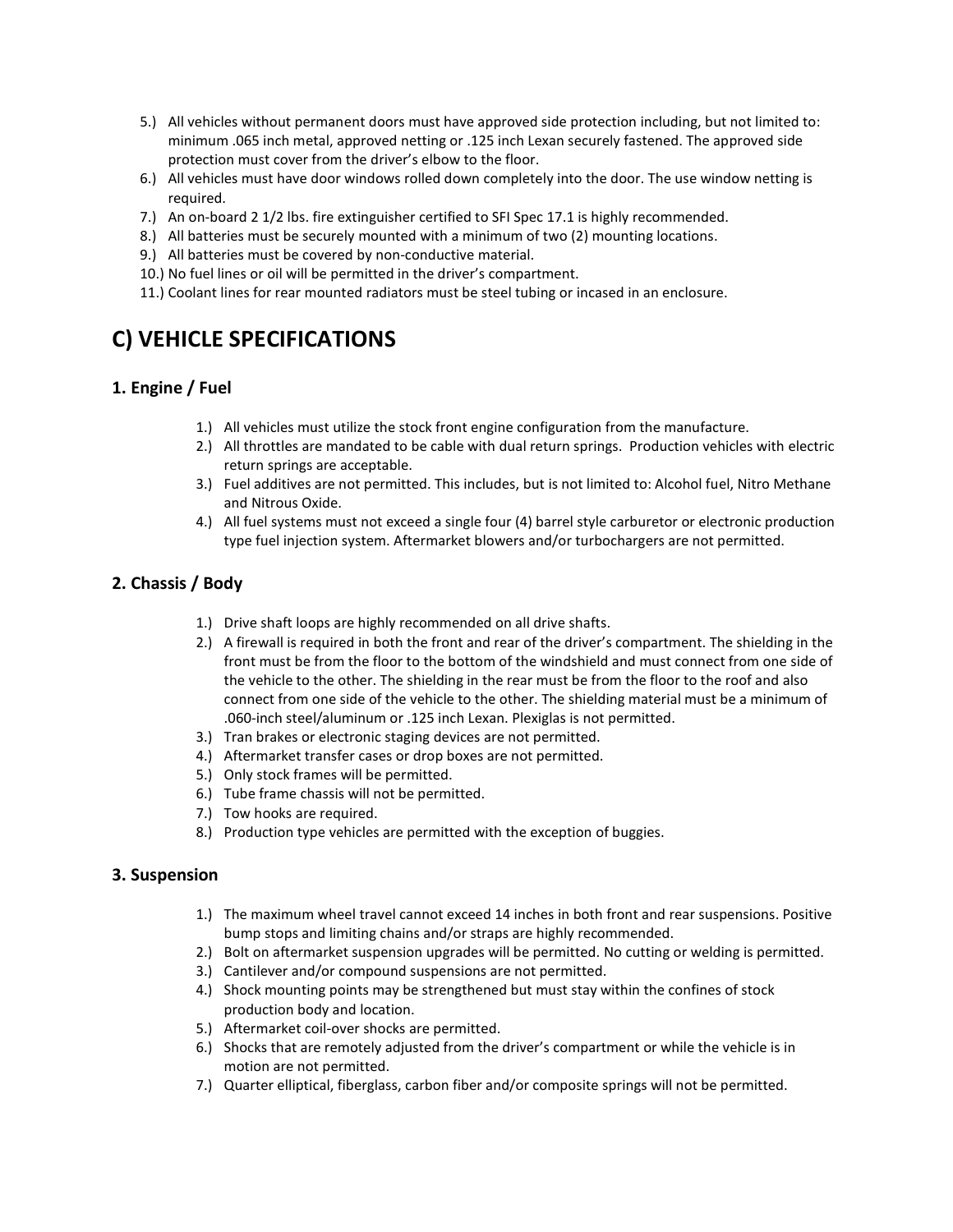5.) All vehicles without permanent doors must have approved side protection including, but not limited to: minimum .065 inch metal, approved netting or .125 inch Lexan securely fastened. The approved side protection must cover from the driver's elbow to the floor.

6.) All vehicles must have door windows rolled down completely into the door. The use window netting is required.

7.) An on-board 2 1/2 lbs. fire extinguisher certified to SFI Spec 17.1 is highly recommended.

8.) All batteries must be securely mounted with a minimum of two (2) mounting locations.

9.) All batteries must be covered by non-conductive material.

10.) No fuel lines or oil will be permitted in the driver's compartment.

11.) Coolant lines for rear mounted radiators must be steel tubing or incased in an enclosure.

# C) VEHICLE SPECIFICATIONS

## 1. Engine / Fuel

1.) All vehicles must utilize the stock front engine configuration from the manufacture.

2.) All throttles are mandated to be cable with dual return springs. Production vehicles with electric return springs are acceptable.

3.) Fuel additives are not permitted. This includes, but is not limited to: Alcohol fuel, Nitro Methane and Nitrous Oxide.

4.) All fuel systems must not exceed a single four (4) barrel style carburetor or electronic production type fuel injection system. Aftermarket blowers and/or turbochargers are not permitted.

## 2. Chassis / Body

1.) Drive shaft loops are highly recommended on all drive shafts.

2.) A firewall is required in both the front and rear of the driver's compartment. The shielding in the front must be from the floor to the bottom of the windshield and must connect from one side of the vehicle to the other. The shielding in the rear must be from the floor to the roof and also connect from one side of the vehicle to the other. The shielding material must be a minimum of .060-inch steel/aluminum or .125 inch Lexan. Plexiglas is not permitted.

3.) Tran brakes or electronic staging devices are not permitted.

4.) Aftermarket transfer cases or drop boxes are not permitted.

5.) Only stock frames will be permitted.

6.) Tube frame chassis will not be permitted.

7.) Tow hooks are required.

8.) Production type vehicles are permitted with the exception of buggies.

## 3. Suspension

1.) The maximum wheel travel cannot exceed 14 inches in both front and rear suspensions. Positive bump stops and limiting chains and/or straps are highly recommended.

2.) Bolt on aftermarket suspension upgrades will be permitted. No cutting or welding is permitted.

3.) Cantilever and/or compound suspensions are not permitted.

4.) Shock mounting points may be strengthened but must stay within the confines of stock production body and location.

5.) Aftermarket coil-over shocks are permitted.

6.) Shocks that are remotely adjusted from the driver's compartment or while the vehicle is in motion are not permitted.

7.) Quarter elliptical, fiberglass, carbon fiber and/or composite springs will not be permitted.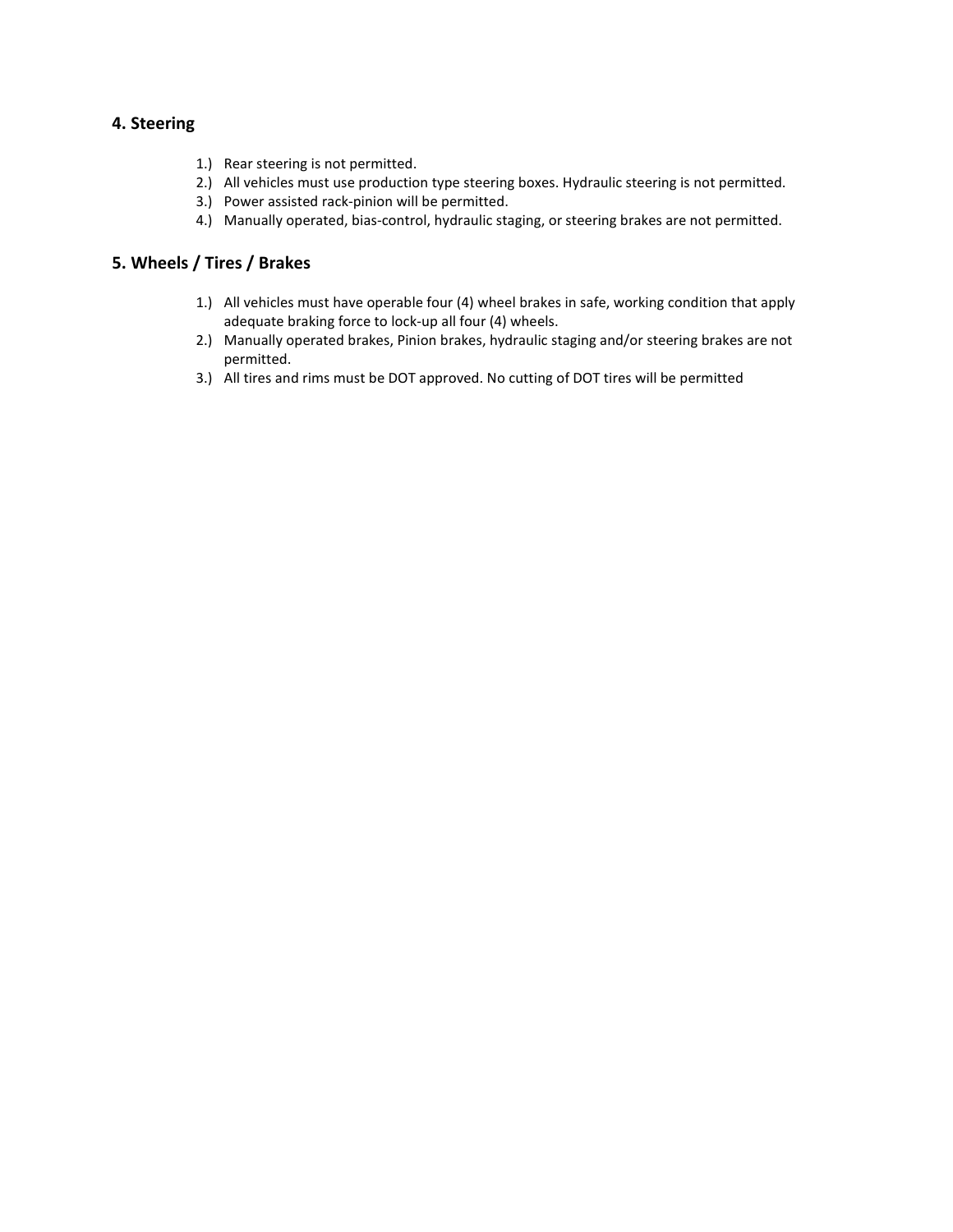## 4. Steering

1.) Rear steering is not permitted.
2.) All vehicles must use production type steering boxes. Hydraulic steering is not permitted.
3.) Power assisted rack-pinion will be permitted.
4.) Manually operated, bias-control, hydraulic staging, or steering brakes are not permitted.

## 5. Wheels / Tires / Brakes

1.) All vehicles must have operable four (4) wheel brakes in safe, working condition that apply adequate braking force to lock-up all four (4) wheels.
2.) Manually operated brakes, Pinion brakes, hydraulic staging and/or steering brakes are not permitted.
3.) All tires and rims must be DOT approved. No cutting of DOT tires will be permitted